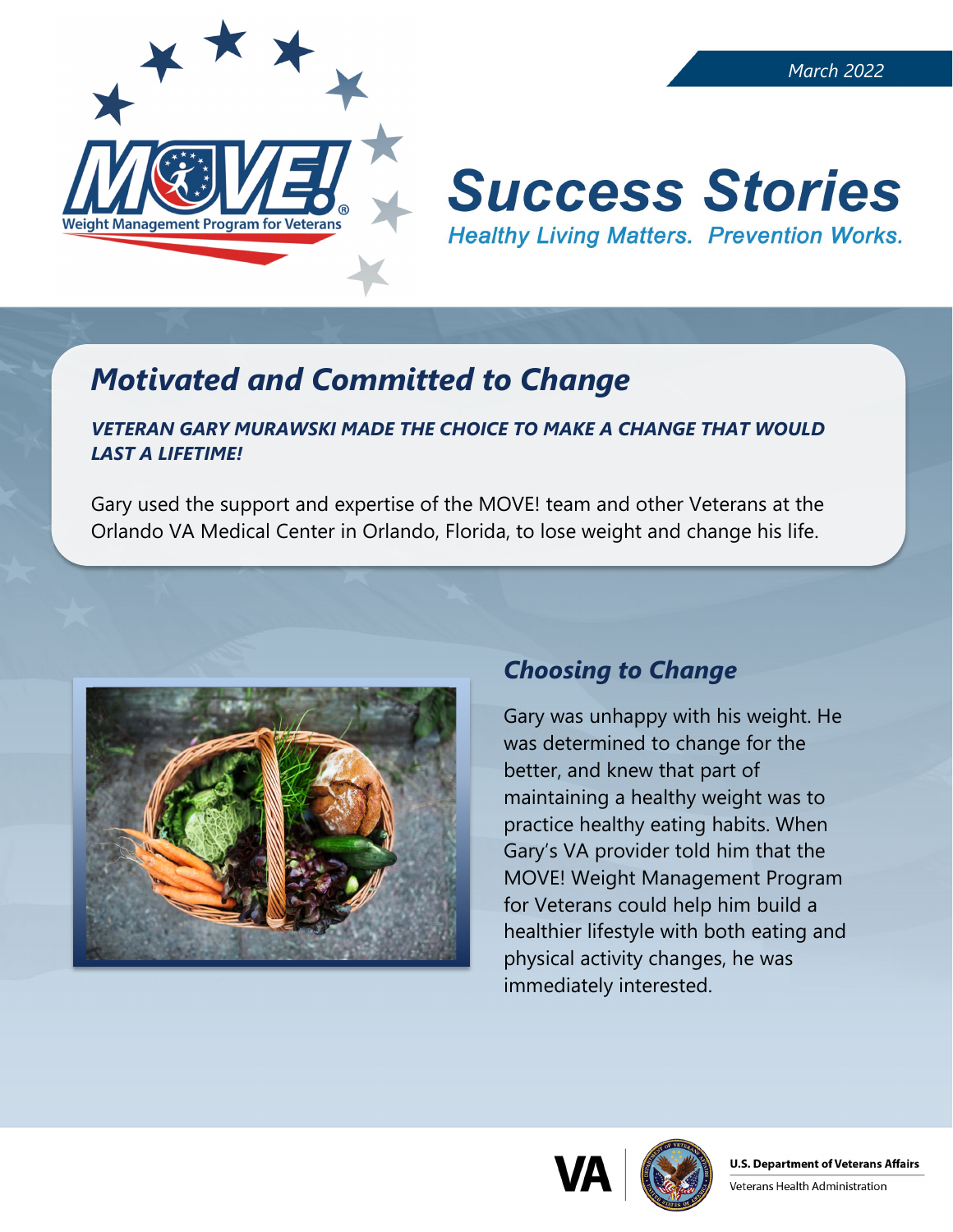March 2022

# Success Stories

*Healthy Living Matters. Prevention Works.*

## *Motivated and Committed to Change*

***VETERAN GARY MURAWSKI MADE THE CHOICE TO MAKE A CHANGE THAT WOULD LAST A LIFETIME!***

Gary used the support and expertise of the MOVE! team and other Veterans at the Orlando VA Medical Center in Orlando, Florida, to lose weight and change his life.

### *Choosing to Change*

Gary was unhappy with his weight. He was determined to change for the better, and knew that part of maintaining a healthy weight was to practice healthy eating habits. When Gary's VA provider told him that the MOVE! Weight Management Program for Veterans could help him build a healthier lifestyle with both eating and physical activity changes, he was immediately interested.

U.S. Department of Veterans Affairs
Veterans Health Administration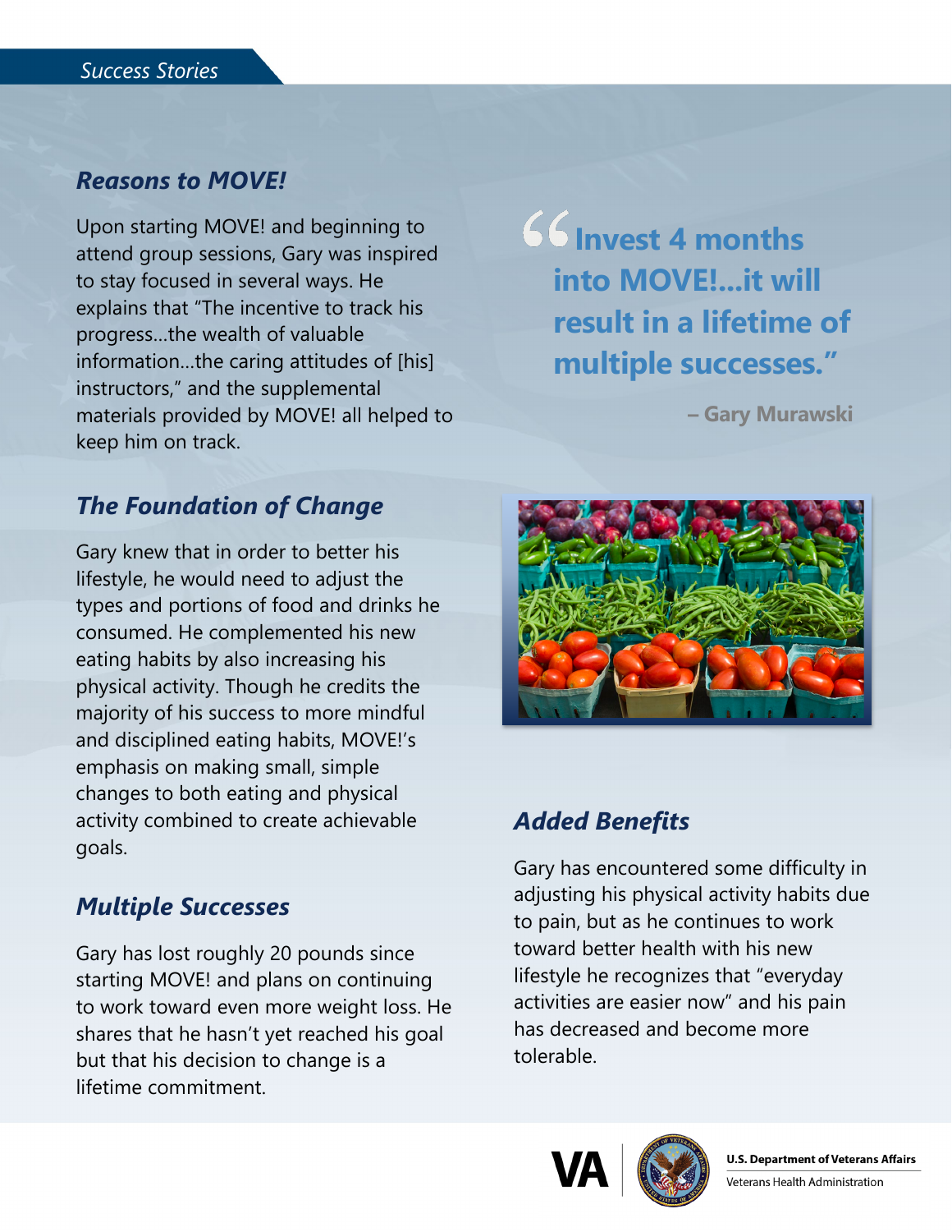Success Stories

## Reasons to MOVE!

Upon starting MOVE! and beginning to attend group sessions, Gary was inspired to stay focused in several ways. He explains that "The incentive to track his progress...the wealth of valuable information...the caring attitudes of [his] instructors," and the supplemental materials provided by MOVE! all helped to keep him on track.

> **"Invest 4 months into MOVE!...it will result in a lifetime of multiple successes."**
>
> **– Gary Murawski**

## The Foundation of Change

Gary knew that in order to better his lifestyle, he would need to adjust the types and portions of food and drinks he consumed. He complemented his new eating habits by also increasing his physical activity. Though he credits the majority of his success to more mindful and disciplined eating habits, MOVE!'s emphasis on making small, simple changes to both eating and physical activity combined to create achievable goals.

## Multiple Successes

Gary has lost roughly 20 pounds since starting MOVE! and plans on continuing to work toward even more weight loss. He shares that he hasn't yet reached his goal but that his decision to change is a lifetime commitment.

## Added Benefits

Gary has encountered some difficulty in adjusting his physical activity habits due to pain, but as he continues to work toward better health with his new lifestyle he recognizes that "everyday activities are easier now" and his pain has decreased and become more tolerable.

U.S. Department of Veterans Affairs
Veterans Health Administration